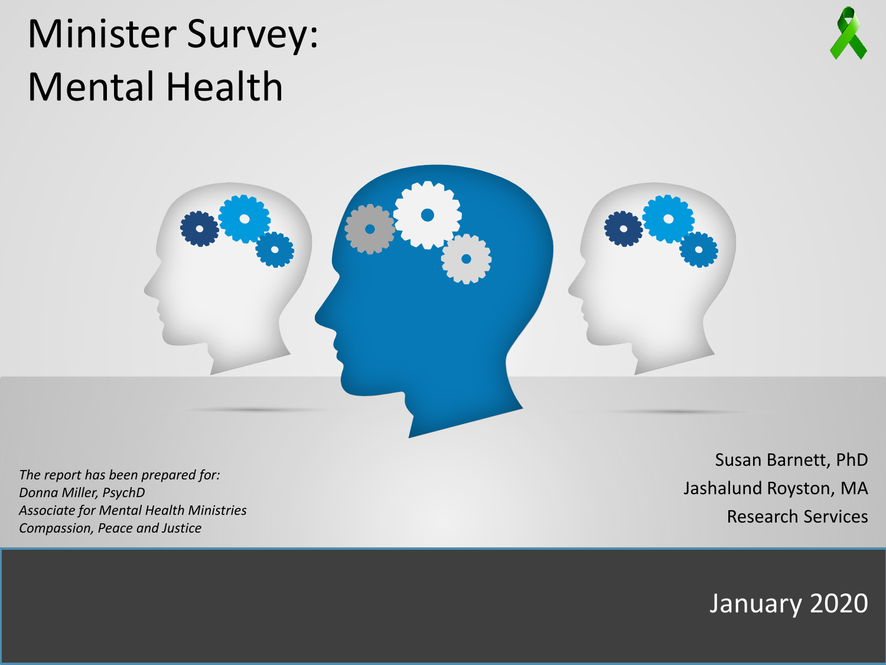# Minister Survey: Mental Health

*The report has been prepared for:*
*Donna Miller, PsychD*
*Associate for Mental Health Ministries*
*Compassion, Peace and Justice*

Susan Barnett, PhD
Jashalund Royston, MA
Research Services

January 2020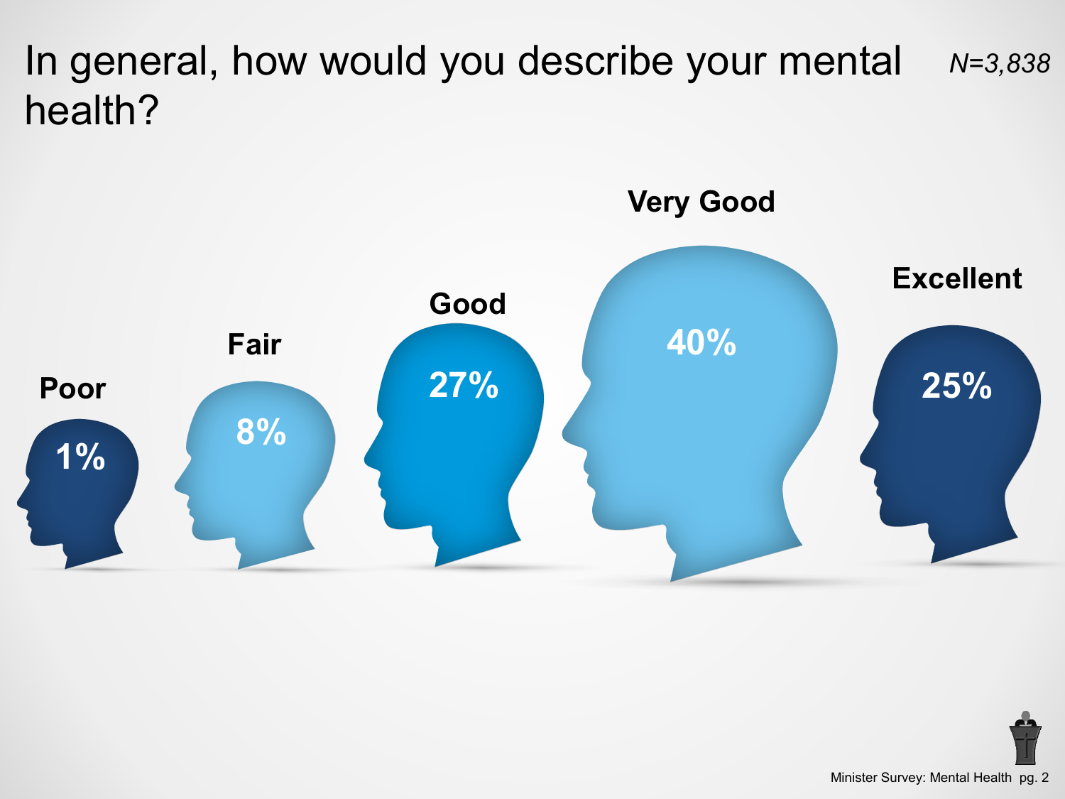# In general, how would you describe your mental health?

*N=3,838*

| Poor | Fair | Good | Very Good | Excellent |
| --- | --- | --- | --- | --- |
| 1% | 8% | 27% | 40% | 25% |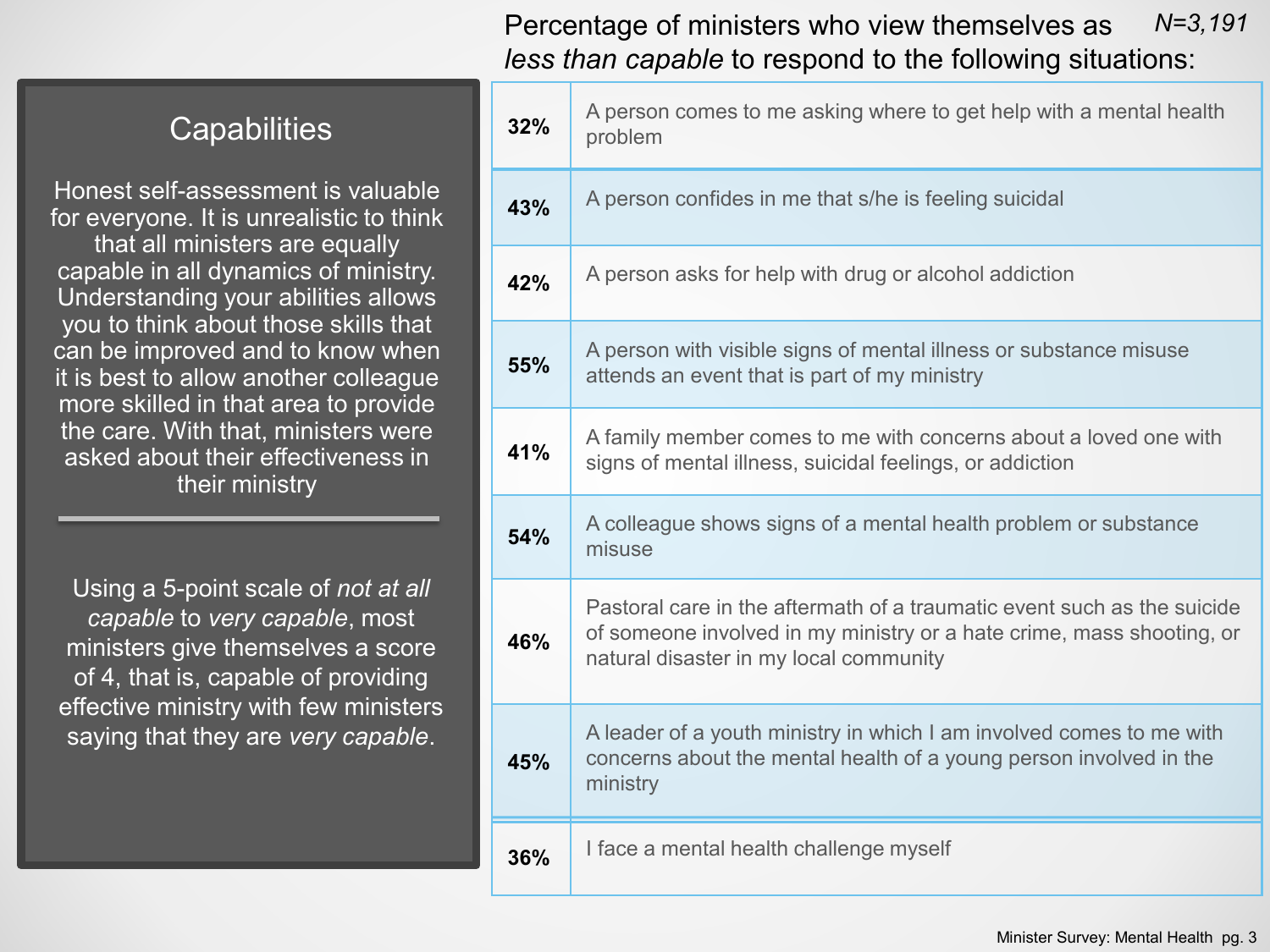## Capabilities

Honest self-assessment is valuable for everyone. It is unrealistic to think that all ministers are equally capable in all dynamics of ministry. Understanding your abilities allows you to think about those skills that can be improved and to know when it is best to allow another colleague more skilled in that area to provide the care. With that, ministers were asked about their effectiveness in their ministry

Using a 5-point scale of *not at all capable* to *very capable*, most ministers give themselves a score of 4, that is, capable of providing effective ministry with few ministers saying that they are *very capable*.

Percentage of ministers who view themselves as *less than capable* to respond to the following situations: *N=3,191*

| % | Situation |
|---|---|
| **32%** | A person comes to me asking where to get help with a mental health problem |
| **43%** | A person confides in me that s/he is feeling suicidal |
| **42%** | A person asks for help with drug or alcohol addiction |
| **55%** | A person with visible signs of mental illness or substance misuse attends an event that is part of my ministry |
| **41%** | A family member comes to me with concerns about a loved one with signs of mental illness, suicidal feelings, or addiction |
| **54%** | A colleague shows signs of a mental health problem or substance misuse |
| **46%** | Pastoral care in the aftermath of a traumatic event such as the suicide of someone involved in my ministry or a hate crime, mass shooting, or natural disaster in my local community |
| **45%** | A leader of a youth ministry in which I am involved comes to me with concerns about the mental health of a young person involved in the ministry |
| **36%** | I face a mental health challenge myself |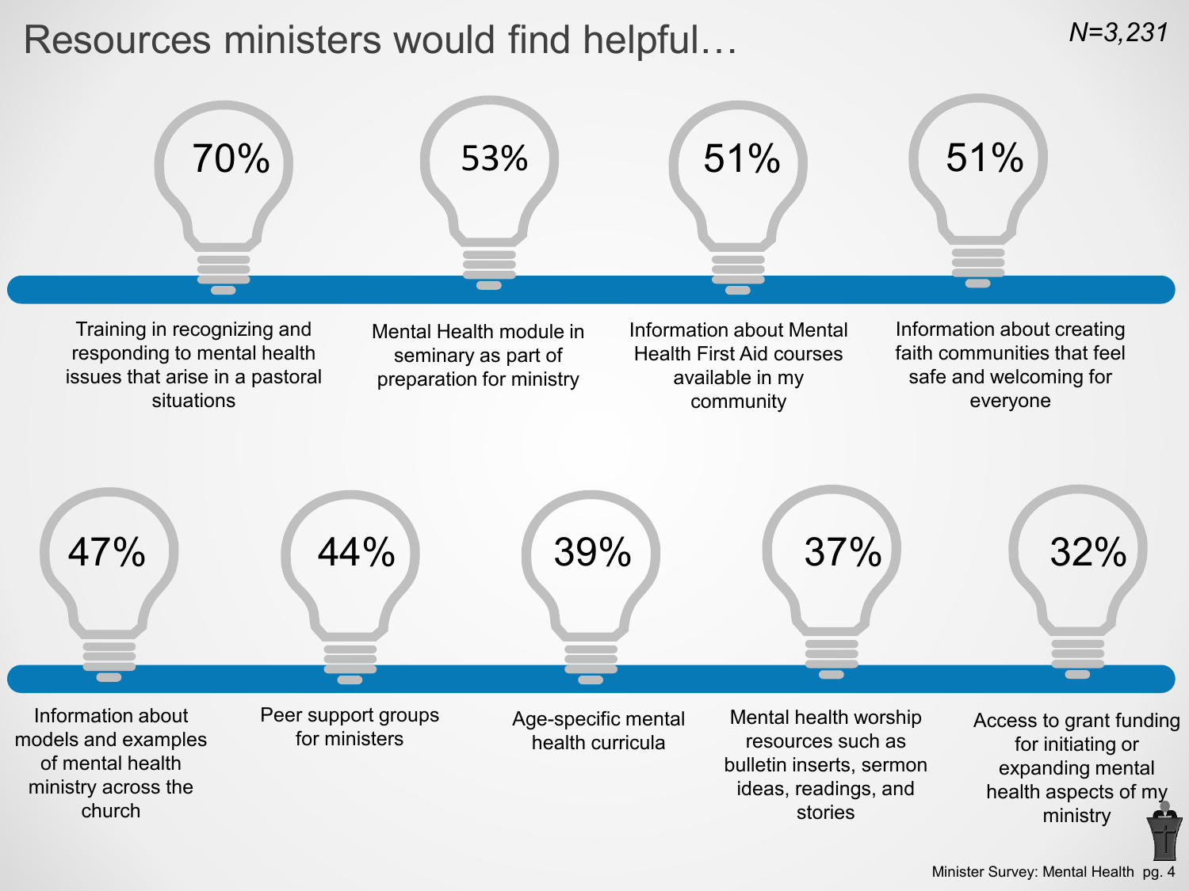# Resources ministers would find helpful…

*N=3,231*

- **70%** — Training in recognizing and responding to mental health issues that arise in a pastoral situations
- **53%** — Mental Health module in seminary as part of preparation for ministry
- **51%** — Information about Mental Health First Aid courses available in my community
- **51%** — Information about creating faith communities that feel safe and welcoming for everyone
- **47%** — Information about models and examples of mental health ministry across the church
- **44%** — Peer support groups for ministers
- **39%** — Age-specific mental health curricula
- **37%** — Mental health worship resources such as bulletin inserts, sermon ideas, readings, and stories
- **32%** — Access to grant funding for initiating or expanding mental health aspects of my ministry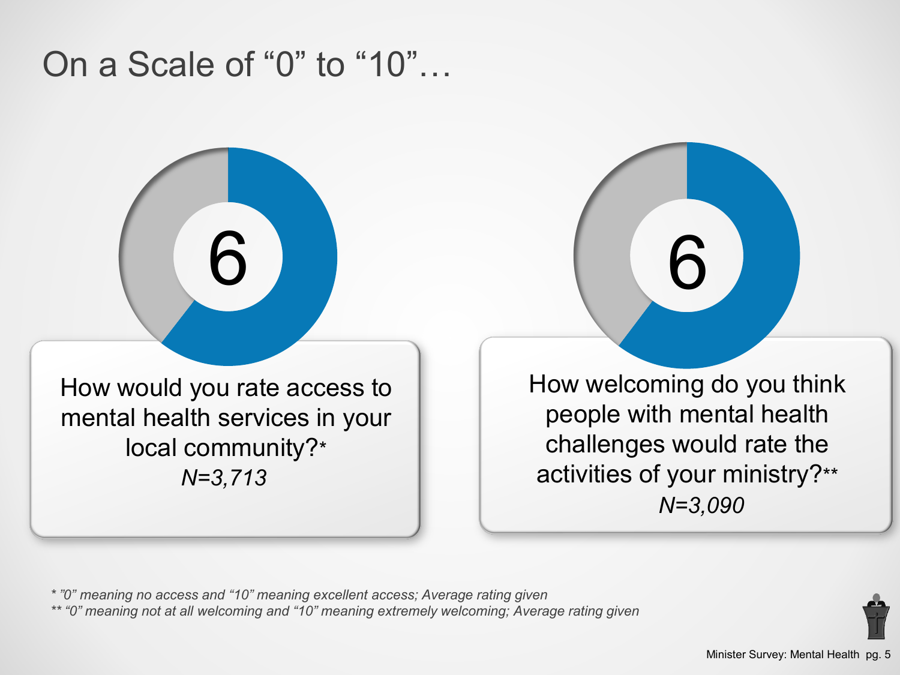# On a Scale of "0" to "10"…

6

How would you rate access to mental health services in your local community?*
*N=3,713*

6

How welcoming do you think people with mental health challenges would rate the activities of your ministry?**
*N=3,090*

*\* "0" meaning no access and "10" meaning excellent access; Average rating given*
*\*\* "0" meaning not at all welcoming and "10" meaning extremely welcoming; Average rating given*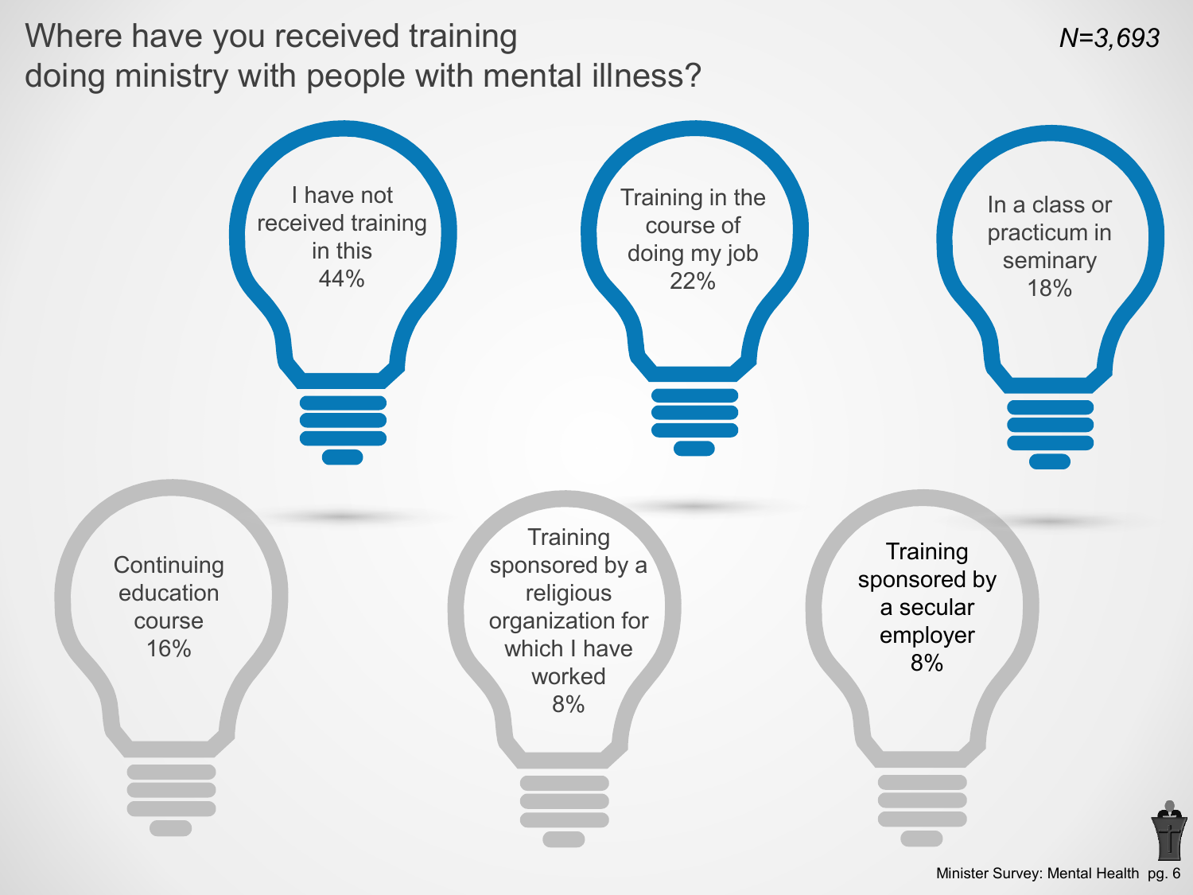# Where have you received training doing ministry with people with mental illness?

*N=3,693*

- I have not received training in this 44%
- Training in the course of doing my job 22%
- In a class or practicum in seminary 18%
- Continuing education course 16%
- Training sponsored by a religious organization for which I have worked 8%
- Training sponsored by a secular employer 8%

Minister Survey: Mental Health pg. 6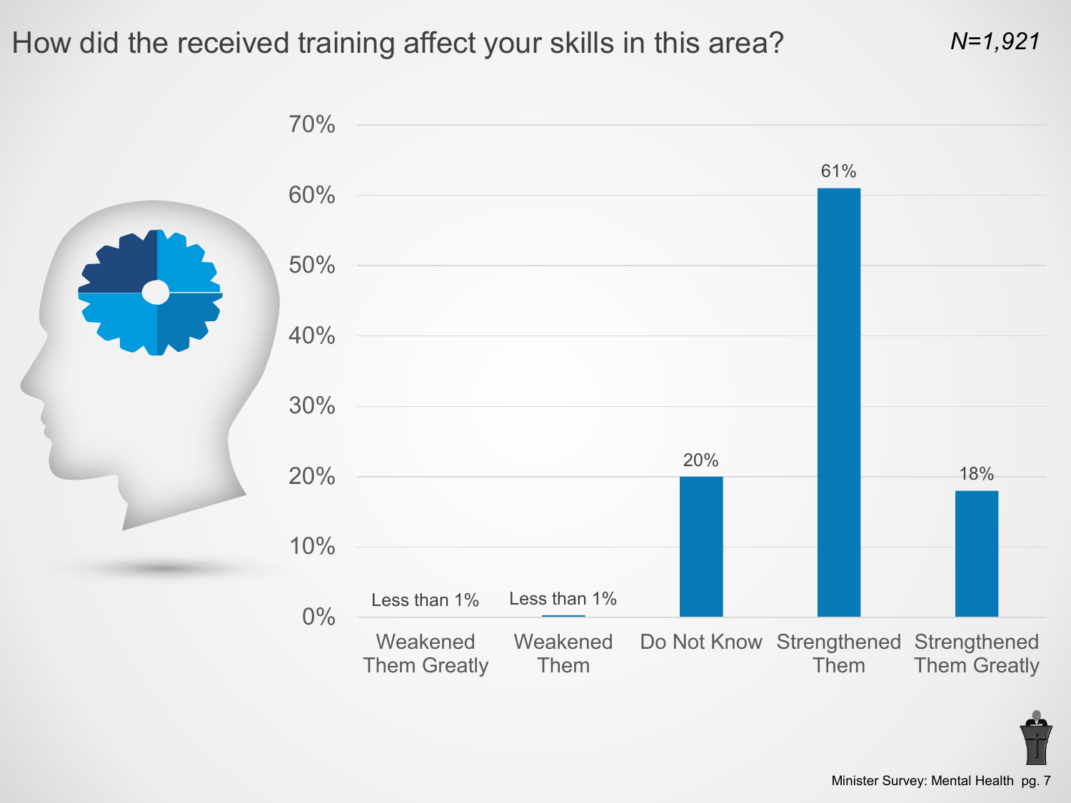# How did the received training affect your skills in this area?

*N=1,921*

70%
60%
50%
40%
30%
20%
10%
0%

Less than 1%
Less than 1%
20%
61%
18%

Weakened Them Greatly
Weakened Them
Do Not Know
Strengthened Them
Strengthened Them Greatly

Minister Survey: Mental Health pg. 7